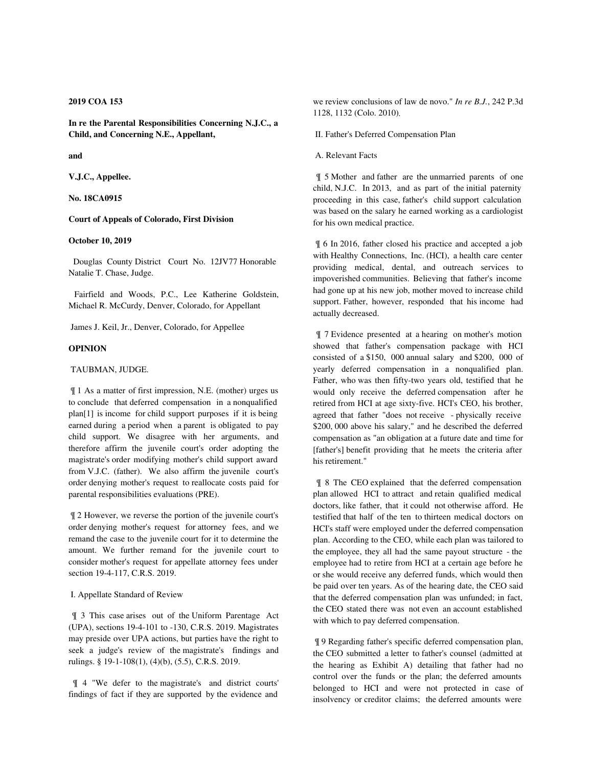**2019 COA 153**

**In re the Parental Responsibilities Concerning N.J.C., a Child, and Concerning N.E., Appellant,**

**and**

**V.J.C., Appellee.**

**No. 18CA0915**

**Court of Appeals of Colorado, First Division**

**October 10, 2019**

Douglas County District Court No. 12JV77 Honorable Natalie T. Chase, Judge.

Fairfield and Woods, P.C., Lee Katherine Goldstein, Michael R. McCurdy, Denver, Colorado, for Appellant

James J. Keil, Jr., Denver, Colorado, for Appellee

**OPINION**

TAUBMAN, JUDGE.

¶ 1 As a matter of first impression, N.E. (mother) urges us to conclude that deferred compensation in a nonqualified plan[1] is income for child support purposes if it is being earned during a period when a parent is obligated to pay child support. We disagree with her arguments, and therefore affirm the juvenile court's order adopting the magistrate's order modifying mother's child support award from V.J.C. (father). We also affirm the juvenile court's order denying mother's request to reallocate costs paid for parental responsibilities evaluations (PRE).

¶ 2 However, we reverse the portion of the juvenile court's order denying mother's request for attorney fees, and we remand the case to the juvenile court for it to determine the amount. We further remand for the juvenile court to consider mother's request for appellate attorney fees under section 19-4-117, C.R.S. 2019.

I. Appellate Standard of Review

¶ 3 This case arises out of the Uniform Parentage Act (UPA), sections 19-4-101 to -130, C.R.S. 2019. Magistrates may preside over UPA actions, but parties have the right to seek a judge's review of the magistrate's findings and rulings. § 19-1-108(1), (4)(b), (5.5), C.R.S. 2019.

¶ 4 "We defer to the magistrate's and district courts' findings of fact if they are supported by the evidence and we review conclusions of law de novo." *In re B.J.*, 242 P.3d 1128, 1132 (Colo. 2010).

II. Father's Deferred Compensation Plan

A. Relevant Facts

¶ 5 Mother and father are the unmarried parents of one child, N.J.C. In 2013, and as part of the initial paternity proceeding in this case, father's child support calculation was based on the salary he earned working as a cardiologist for his own medical practice.

¶ 6 In 2016, father closed his practice and accepted a job with Healthy Connections, Inc. (HCI), a health care center providing medical, dental, and outreach services to impoverished communities. Believing that father's income had gone up at his new job, mother moved to increase child support. Father, however, responded that his income had actually decreased.

¶ 7 Evidence presented at a hearing on mother's motion showed that father's compensation package with HCI consisted of a $150, 000 annual salary and $200, 000 of yearly deferred compensation in a nonqualified plan. Father, who was then fifty-two years old, testified that he would only receive the deferred compensation after he retired from HCI at age sixty-five. HCI's CEO, his brother, agreed that father "does not receive - physically receive $200, 000 above his salary," and he described the deferred compensation as "an obligation at a future date and time for [father's] benefit providing that he meets the criteria after his retirement."

¶ 8 The CEO explained that the deferred compensation plan allowed HCI to attract and retain qualified medical doctors, like father, that it could not otherwise afford. He testified that half of the ten to thirteen medical doctors on HCI's staff were employed under the deferred compensation plan. According to the CEO, while each plan was tailored to the employee, they all had the same payout structure - the employee had to retire from HCI at a certain age before he or she would receive any deferred funds, which would then be paid over ten years. As of the hearing date, the CEO said that the deferred compensation plan was unfunded; in fact, the CEO stated there was not even an account established with which to pay deferred compensation.

¶ 9 Regarding father's specific deferred compensation plan, the CEO submitted a letter to father's counsel (admitted at the hearing as Exhibit A) detailing that father had no control over the funds or the plan; the deferred amounts belonged to HCI and were not protected in case of insolvency or creditor claims; the deferred amounts were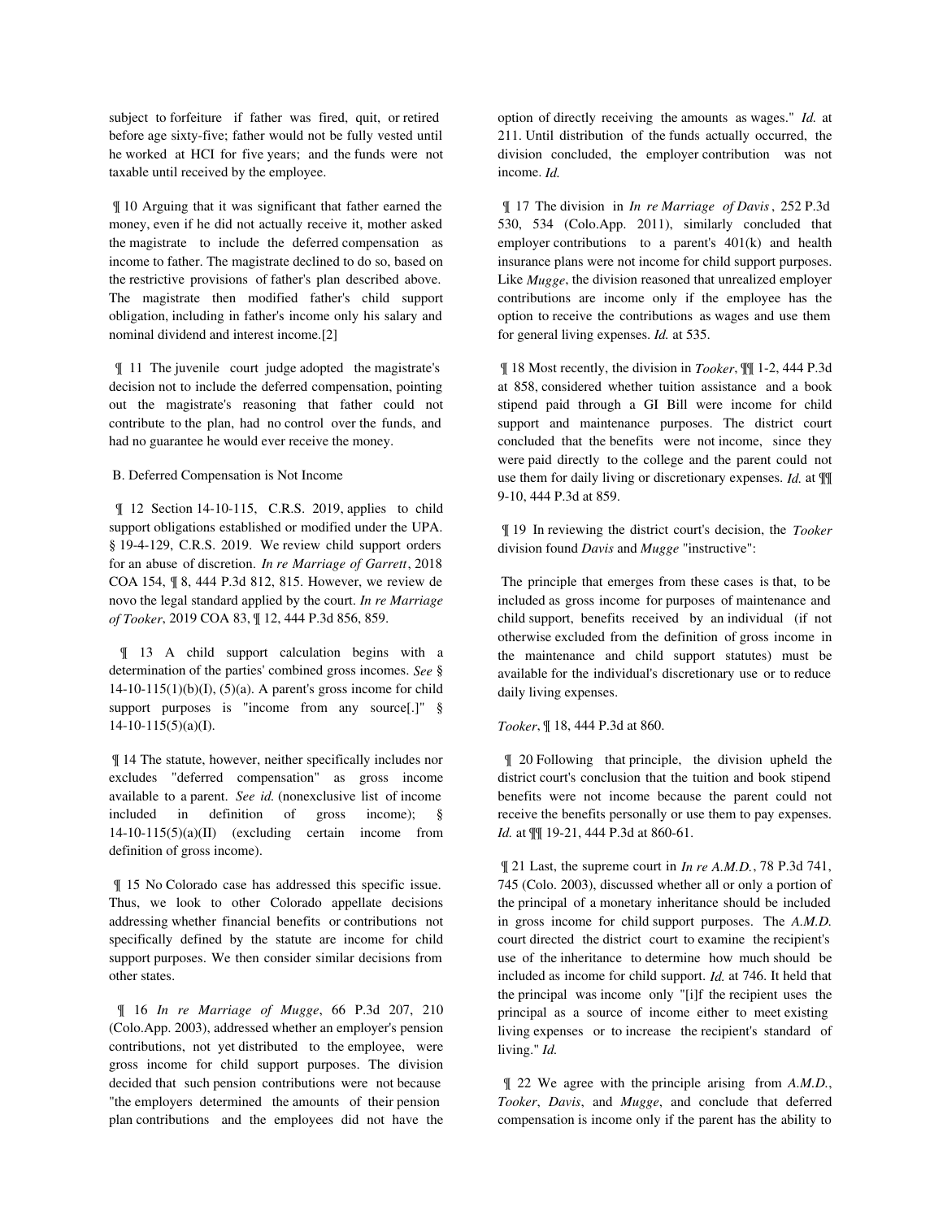subject to forfeiture if father was fired, quit, or retired before age sixty-five; father would not be fully vested until he worked at HCI for five years; and the funds were not taxable until received by the employee.

¶ 10 Arguing that it was significant that father earned the money, even if he did not actually receive it, mother asked the magistrate to include the deferred compensation as income to father. The magistrate declined to do so, based on the restrictive provisions of father's plan described above. The magistrate then modified father's child support obligation, including in father's income only his salary and nominal dividend and interest income.[2]

¶ 11 The juvenile court judge adopted the magistrate's decision not to include the deferred compensation, pointing out the magistrate's reasoning that father could not contribute to the plan, had no control over the funds, and had no guarantee he would ever receive the money.

B. Deferred Compensation is Not Income

¶ 12 Section 14-10-115, C.R.S. 2019, applies to child support obligations established or modified under the UPA. § 19-4-129, C.R.S. 2019. We review child support orders for an abuse of discretion. *In re Marriage of Garrett*, 2018 COA 154, ¶ 8, 444 P.3d 812, 815. However, we review de novo the legal standard applied by the court. *In re Marriage of Tooker*, 2019 COA 83, ¶ 12, 444 P.3d 856, 859.

¶ 13 A child support calculation begins with a determination of the parties' combined gross incomes. *See* § 14-10-115(1)(b)(I), (5)(a). A parent's gross income for child support purposes is "income from any source[.]" § 14-10-115(5)(a)(I).

¶ 14 The statute, however, neither specifically includes nor excludes "deferred compensation" as gross income available to a parent. *See id.* (nonexclusive list of income included in definition of gross income); § 14-10-115(5)(a)(II) (excluding certain income from definition of gross income).

¶ 15 No Colorado case has addressed this specific issue. Thus, we look to other Colorado appellate decisions addressing whether financial benefits or contributions not specifically defined by the statute are income for child support purposes. We then consider similar decisions from other states.

¶ 16 *In re Marriage of Mugge*, 66 P.3d 207, 210 (Colo.App. 2003), addressed whether an employer's pension contributions, not yet distributed to the employee, were gross income for child support purposes. The division decided that such pension contributions were not because "the employers determined the amounts of their pension plan contributions and the employees did not have the option of directly receiving the amounts as wages." *Id.* at 211. Until distribution of the funds actually occurred, the division concluded, the employer contribution was not income. *Id.*

¶ 17 The division in *In re Marriage of Davis*, 252 P.3d 530, 534 (Colo.App. 2011), similarly concluded that employer contributions to a parent's 401(k) and health insurance plans were not income for child support purposes. Like *Mugge*, the division reasoned that unrealized employer contributions are income only if the employee has the option to receive the contributions as wages and use them for general living expenses. *Id.* at 535.

¶ 18 Most recently, the division in *Tooker*, ¶¶ 1-2, 444 P.3d at 858, considered whether tuition assistance and a book stipend paid through a GI Bill were income for child support and maintenance purposes. The district court concluded that the benefits were not income, since they were paid directly to the college and the parent could not use them for daily living or discretionary expenses. *Id.* at ¶¶ 9-10, 444 P.3d at 859.

¶ 19 In reviewing the district court's decision, the *Tooker* division found *Davis* and *Mugge* "instructive":

> The principle that emerges from these cases is that, to be included as gross income for purposes of maintenance and child support, benefits received by an individual (if not otherwise excluded from the definition of gross income in the maintenance and child support statutes) must be available for the individual's discretionary use or to reduce daily living expenses.

*Tooker*, ¶ 18, 444 P.3d at 860.

¶ 20 Following that principle, the division upheld the district court's conclusion that the tuition and book stipend benefits were not income because the parent could not receive the benefits personally or use them to pay expenses. *Id.* at ¶¶ 19-21, 444 P.3d at 860-61.

¶ 21 Last, the supreme court in *In re A.M.D.*, 78 P.3d 741, 745 (Colo. 2003), discussed whether all or only a portion of the principal of a monetary inheritance should be included in gross income for child support purposes. The *A.M.D.* court directed the district court to examine the recipient's use of the inheritance to determine how much should be included as income for child support. *Id.* at 746. It held that the principal was income only "[i]f the recipient uses the principal as a source of income either to meet existing living expenses or to increase the recipient's standard of living." *Id.*

¶ 22 We agree with the principle arising from *A.M.D.*, *Tooker*, *Davis*, and *Mugge*, and conclude that deferred compensation is income only if the parent has the ability to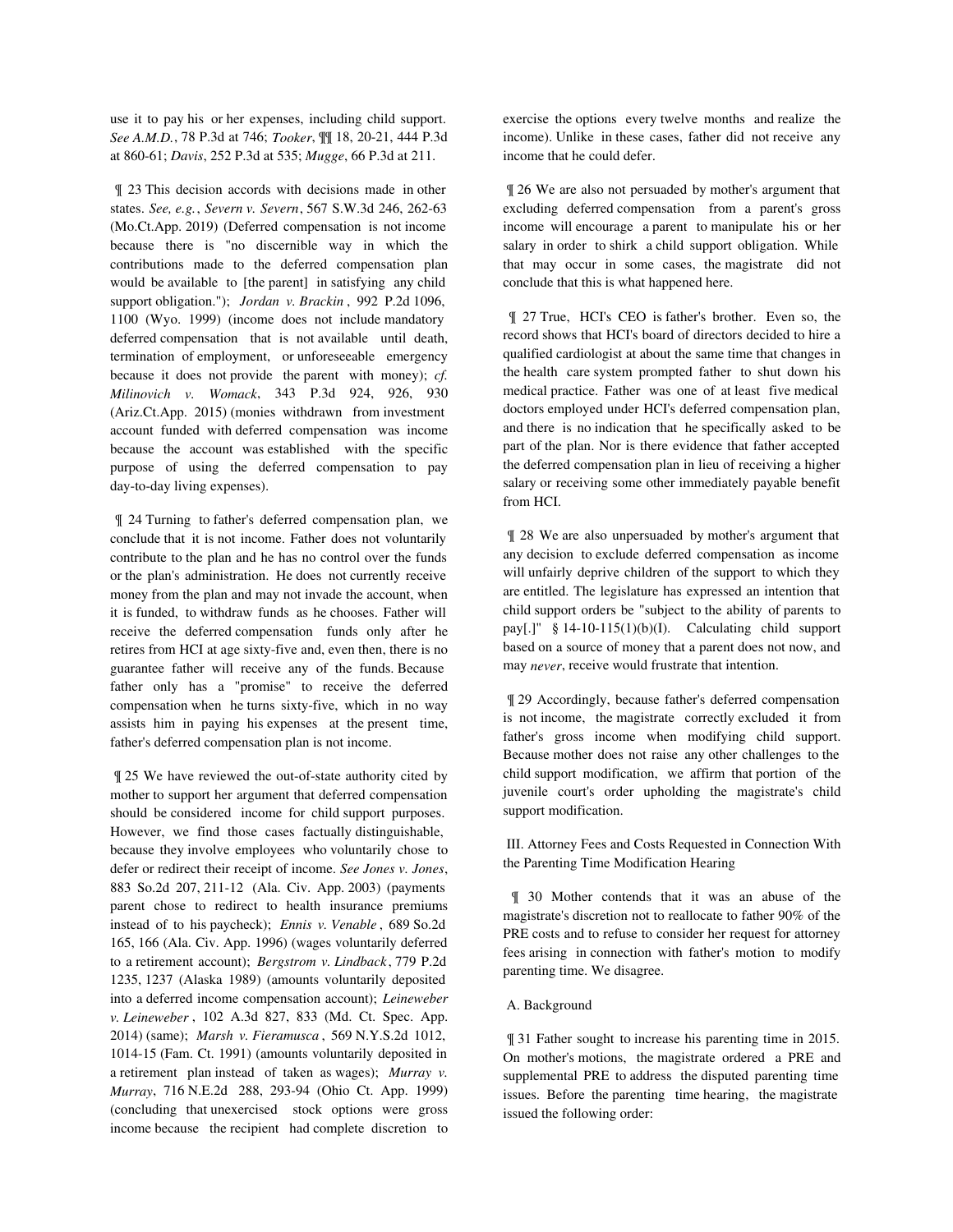use it to pay his or her expenses, including child support. *See A.M.D.*, 78 P.3d at 746; *Tooker*, ¶¶ 18, 20-21, 444 P.3d at 860-61; *Davis*, 252 P.3d at 535; *Mugge*, 66 P.3d at 211.

¶ 23 This decision accords with decisions made in other states. *See, e.g.*, *Severn v. Severn*, 567 S.W.3d 246, 262-63 (Mo.Ct.App. 2019) (Deferred compensation is not income because there is "no discernible way in which the contributions made to the deferred compensation plan would be available to [the parent] in satisfying any child support obligation."); *Jordan v. Brackin*, 992 P.2d 1096, 1100 (Wyo. 1999) (income does not include mandatory deferred compensation that is not available until death, termination of employment, or unforeseeable emergency because it does not provide the parent with money); *cf. Milinovich v. Womack*, 343 P.3d 924, 926, 930 (Ariz.Ct.App. 2015) (monies withdrawn from investment account funded with deferred compensation was income because the account was established with the specific purpose of using the deferred compensation to pay day-to-day living expenses).

¶ 24 Turning to father's deferred compensation plan, we conclude that it is not income. Father does not voluntarily contribute to the plan and he has no control over the funds or the plan's administration. He does not currently receive money from the plan and may not invade the account, when it is funded, to withdraw funds as he chooses. Father will receive the deferred compensation funds only after he retires from HCI at age sixty-five and, even then, there is no guarantee father will receive any of the funds. Because father only has a "promise" to receive the deferred compensation when he turns sixty-five, which in no way assists him in paying his expenses at the present time, father's deferred compensation plan is not income.

¶ 25 We have reviewed the out-of-state authority cited by mother to support her argument that deferred compensation should be considered income for child support purposes. However, we find those cases factually distinguishable, because they involve employees who voluntarily chose to defer or redirect their receipt of income. *See Jones v. Jones*, 883 So.2d 207, 211-12 (Ala. Civ. App. 2003) (payments parent chose to redirect to health insurance premiums instead of to his paycheck); *Ennis v. Venable*, 689 So.2d 165, 166 (Ala. Civ. App. 1996) (wages voluntarily deferred to a retirement account); *Bergstrom v. Lindback*, 779 P.2d 1235, 1237 (Alaska 1989) (amounts voluntarily deposited into a deferred income compensation account); *Leineweber v. Leineweber*, 102 A.3d 827, 833 (Md. Ct. Spec. App. 2014) (same); *Marsh v. Fieramusca*, 569 N.Y.S.2d 1012, 1014-15 (Fam. Ct. 1991) (amounts voluntarily deposited in a retirement plan instead of taken as wages); *Murray v. Murray*, 716 N.E.2d 288, 293-94 (Ohio Ct. App. 1999) (concluding that unexercised stock options were gross income because the recipient had complete discretion to exercise the options every twelve months and realize the income). Unlike in these cases, father did not receive any income that he could defer.

¶ 26 We are also not persuaded by mother's argument that excluding deferred compensation from a parent's gross income will encourage a parent to manipulate his or her salary in order to shirk a child support obligation. While that may occur in some cases, the magistrate did not conclude that this is what happened here.

¶ 27 True, HCI's CEO is father's brother. Even so, the record shows that HCI's board of directors decided to hire a qualified cardiologist at about the same time that changes in the health care system prompted father to shut down his medical practice. Father was one of at least five medical doctors employed under HCI's deferred compensation plan, and there is no indication that he specifically asked to be part of the plan. Nor is there evidence that father accepted the deferred compensation plan in lieu of receiving a higher salary or receiving some other immediately payable benefit from HCI.

¶ 28 We are also unpersuaded by mother's argument that any decision to exclude deferred compensation as income will unfairly deprive children of the support to which they are entitled. The legislature has expressed an intention that child support orders be "subject to the ability of parents to pay[.]" § 14-10-115(1)(b)(I). Calculating child support based on a source of money that a parent does not now, and may *never*, receive would frustrate that intention.

¶ 29 Accordingly, because father's deferred compensation is not income, the magistrate correctly excluded it from father's gross income when modifying child support. Because mother does not raise any other challenges to the child support modification, we affirm that portion of the juvenile court's order upholding the magistrate's child support modification.

## III. Attorney Fees and Costs Requested in Connection With the Parenting Time Modification Hearing

¶ 30 Mother contends that it was an abuse of the magistrate's discretion not to reallocate to father 90% of the PRE costs and to refuse to consider her request for attorney fees arising in connection with father's motion to modify parenting time. We disagree.

### A. Background

¶ 31 Father sought to increase his parenting time in 2015. On mother's motions, the magistrate ordered a PRE and supplemental PRE to address the disputed parenting time issues. Before the parenting time hearing, the magistrate issued the following order: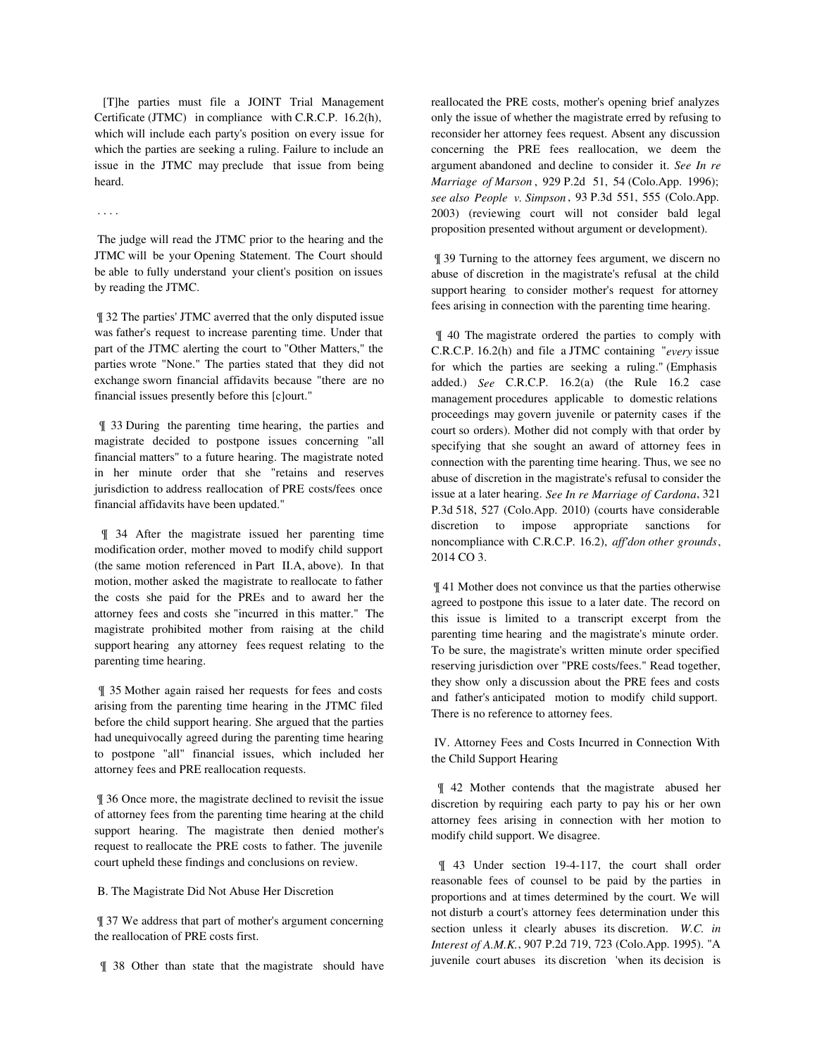[T]he parties must file a JOINT Trial Management Certificate (JTMC) in compliance with C.R.C.P. 16.2(h), which will include each party's position on every issue for which the parties are seeking a ruling. Failure to include an issue in the JTMC may preclude that issue from being heard.

. . . .

The judge will read the JTMC prior to the hearing and the JTMC will be your Opening Statement. The Court should be able to fully understand your client's position on issues by reading the JTMC.

¶ 32 The parties' JTMC averred that the only disputed issue was father's request to increase parenting time. Under that part of the JTMC alerting the court to "Other Matters," the parties wrote "None." The parties stated that they did not exchange sworn financial affidavits because "there are no financial issues presently before this [c]ourt."

¶ 33 During the parenting time hearing, the parties and magistrate decided to postpone issues concerning "all financial matters" to a future hearing. The magistrate noted in her minute order that she "retains and reserves jurisdiction to address reallocation of PRE costs/fees once financial affidavits have been updated."

¶ 34 After the magistrate issued her parenting time modification order, mother moved to modify child support (the same motion referenced in Part II.A, above). In that motion, mother asked the magistrate to reallocate to father the costs she paid for the PREs and to award her the attorney fees and costs she "incurred in this matter." The magistrate prohibited mother from raising at the child support hearing any attorney fees request relating to the parenting time hearing.

¶ 35 Mother again raised her requests for fees and costs arising from the parenting time hearing in the JTMC filed before the child support hearing. She argued that the parties had unequivocally agreed during the parenting time hearing to postpone "all" financial issues, which included her attorney fees and PRE reallocation requests.

¶ 36 Once more, the magistrate declined to revisit the issue of attorney fees from the parenting time hearing at the child support hearing. The magistrate then denied mother's request to reallocate the PRE costs to father. The juvenile court upheld these findings and conclusions on review.

B. The Magistrate Did Not Abuse Her Discretion

¶ 37 We address that part of mother's argument concerning the reallocation of PRE costs first.

¶ 38 Other than state that the magistrate should have reallocated the PRE costs, mother's opening brief analyzes only the issue of whether the magistrate erred by refusing to reconsider her attorney fees request. Absent any discussion concerning the PRE fees reallocation, we deem the argument abandoned and decline to consider it. *See In re Marriage of Marson*, 929 P.2d 51, 54 (Colo.App. 1996); *see also People v. Simpson*, 93 P.3d 551, 555 (Colo.App. 2003) (reviewing court will not consider bald legal proposition presented without argument or development).

¶ 39 Turning to the attorney fees argument, we discern no abuse of discretion in the magistrate's refusal at the child support hearing to consider mother's request for attorney fees arising in connection with the parenting time hearing.

¶ 40 The magistrate ordered the parties to comply with C.R.C.P. 16.2(h) and file a JTMC containing "*every* issue for which the parties are seeking a ruling." (Emphasis added.) *See* C.R.C.P. 16.2(a) (the Rule 16.2 case management procedures applicable to domestic relations proceedings may govern juvenile or paternity cases if the court so orders). Mother did not comply with that order by specifying that she sought an award of attorney fees in connection with the parenting time hearing. Thus, we see no abuse of discretion in the magistrate's refusal to consider the issue at a later hearing. *See In re Marriage of Cardona*, 321 P.3d 518, 527 (Colo.App. 2010) (courts have considerable discretion to impose appropriate sanctions for noncompliance with C.R.C.P. 16.2), *aff'd on other grounds*, 2014 CO 3.

¶ 41 Mother does not convince us that the parties otherwise agreed to postpone this issue to a later date. The record on this issue is limited to a transcript excerpt from the parenting time hearing and the magistrate's minute order. To be sure, the magistrate's written minute order specified reserving jurisdiction over "PRE costs/fees." Read together, they show only a discussion about the PRE fees and costs and father's anticipated motion to modify child support. There is no reference to attorney fees.

IV. Attorney Fees and Costs Incurred in Connection With the Child Support Hearing

¶ 42 Mother contends that the magistrate abused her discretion by requiring each party to pay his or her own attorney fees arising in connection with her motion to modify child support. We disagree.

¶ 43 Under section 19-4-117, the court shall order reasonable fees of counsel to be paid by the parties in proportions and at times determined by the court. We will not disturb a court's attorney fees determination under this section unless it clearly abuses its discretion. *W.C. in Interest of A.M.K.*, 907 P.2d 719, 723 (Colo.App. 1995). "A juvenile court abuses its discretion 'when its decision is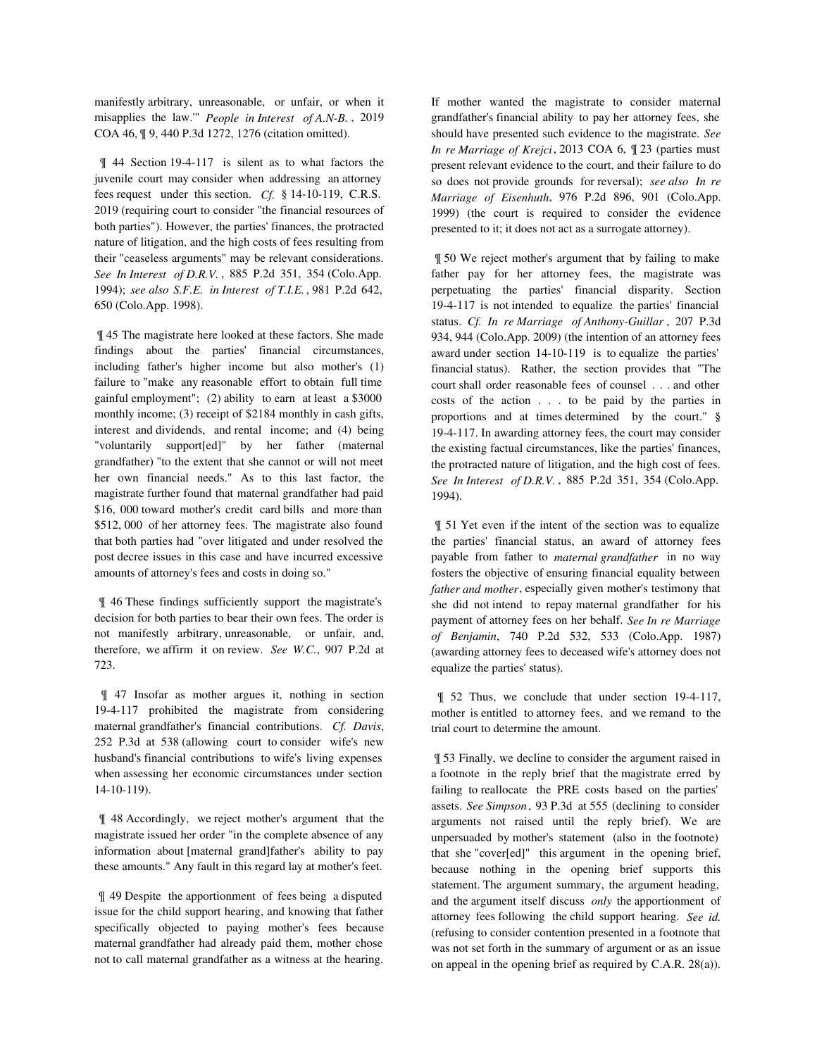manifestly arbitrary, unreasonable, or unfair, or when it misapplies the law.'" *People in Interest of A.N-B.*, 2019 COA 46, ¶ 9, 440 P.3d 1272, 1276 (citation omitted).

¶ 44 Section 19-4-117 is silent as to what factors the juvenile court may consider when addressing an attorney fees request under this section. *Cf.* § 14-10-119, C.R.S. 2019 (requiring court to consider "the financial resources of both parties"). However, the parties' finances, the protracted nature of litigation, and the high costs of fees resulting from their "ceaseless arguments" may be relevant considerations. *See In Interest of D.R.V.*, 885 P.2d 351, 354 (Colo.App. 1994); *see also S.F.E. in Interest of T.I.E.*, 981 P.2d 642, 650 (Colo.App. 1998).

¶ 45 The magistrate here looked at these factors. She made findings about the parties' financial circumstances, including father's higher income but also mother's (1) failure to "make any reasonable effort to obtain full time gainful employment"; (2) ability to earn at least a $3000 monthly income; (3) receipt of $2184 monthly in cash gifts, interest and dividends, and rental income; and (4) being "voluntarily support[ed]" by her father (maternal grandfather) "to the extent that she cannot or will not meet her own financial needs." As to this last factor, the magistrate further found that maternal grandfather had paid $16, 000 toward mother's credit card bills and more than $512, 000 of her attorney fees. The magistrate also found that both parties had "over litigated and under resolved the post decree issues in this case and have incurred excessive amounts of attorney's fees and costs in doing so."

¶ 46 These findings sufficiently support the magistrate's decision for both parties to bear their own fees. The order is not manifestly arbitrary, unreasonable, or unfair, and, therefore, we affirm it on review. *See W.C.*, 907 P.2d at 723.

¶ 47 Insofar as mother argues it, nothing in section 19-4-117 prohibited the magistrate from considering maternal grandfather's financial contributions. *Cf. Davis*, 252 P.3d at 538 (allowing court to consider wife's new husband's financial contributions to wife's living expenses when assessing her economic circumstances under section 14-10-119).

¶ 48 Accordingly, we reject mother's argument that the magistrate issued her order "in the complete absence of any information about [maternal grand]father's ability to pay these amounts." Any fault in this regard lay at mother's feet.

¶ 49 Despite the apportionment of fees being a disputed issue for the child support hearing, and knowing that father specifically objected to paying mother's fees because maternal grandfather had already paid them, mother chose not to call maternal grandfather as a witness at the hearing. If mother wanted the magistrate to consider maternal grandfather's financial ability to pay her attorney fees, she should have presented such evidence to the magistrate. *See In re Marriage of Krejci*, 2013 COA 6, ¶ 23 (parties must present relevant evidence to the court, and their failure to do so does not provide grounds for reversal); *see also In re Marriage of Eisenhuth*, 976 P.2d 896, 901 (Colo.App. 1999) (the court is required to consider the evidence presented to it; it does not act as a surrogate attorney).

¶ 50 We reject mother's argument that by failing to make father pay for her attorney fees, the magistrate was perpetuating the parties' financial disparity. Section 19-4-117 is not intended to equalize the parties' financial status. *Cf. In re Marriage of Anthony-Guillar*, 207 P.3d 934, 944 (Colo.App. 2009) (the intention of an attorney fees award under section 14-10-119 is to equalize the parties' financial status). Rather, the section provides that "The court shall order reasonable fees of counsel . . . and other costs of the action . . . to be paid by the parties in proportions and at times determined by the court." § 19-4-117. In awarding attorney fees, the court may consider the existing factual circumstances, like the parties' finances, the protracted nature of litigation, and the high cost of fees. *See In Interest of D.R.V.*, 885 P.2d 351, 354 (Colo.App. 1994).

¶ 51 Yet even if the intent of the section was to equalize the parties' financial status, an award of attorney fees payable from father to *maternal grandfather* in no way fosters the objective of ensuring financial equality between *father and mother*, especially given mother's testimony that she did not intend to repay maternal grandfather for his payment of attorney fees on her behalf. *See In re Marriage of Benjamin*, 740 P.2d 532, 533 (Colo.App. 1987) (awarding attorney fees to deceased wife's attorney does not equalize the parties' status).

¶ 52 Thus, we conclude that under section 19-4-117, mother is entitled to attorney fees, and we remand to the trial court to determine the amount.

¶ 53 Finally, we decline to consider the argument raised in a footnote in the reply brief that the magistrate erred by failing to reallocate the PRE costs based on the parties' assets. *See Simpson*, 93 P.3d at 555 (declining to consider arguments not raised until the reply brief). We are unpersuaded by mother's statement (also in the footnote) that she "cover[ed]" this argument in the opening brief, because nothing in the opening brief supports this statement. The argument summary, the argument heading, and the argument itself discuss *only* the apportionment of attorney fees following the child support hearing. *See id.* (refusing to consider contention presented in a footnote that was not set forth in the summary of argument or as an issue on appeal in the opening brief as required by C.A.R. 28(a)).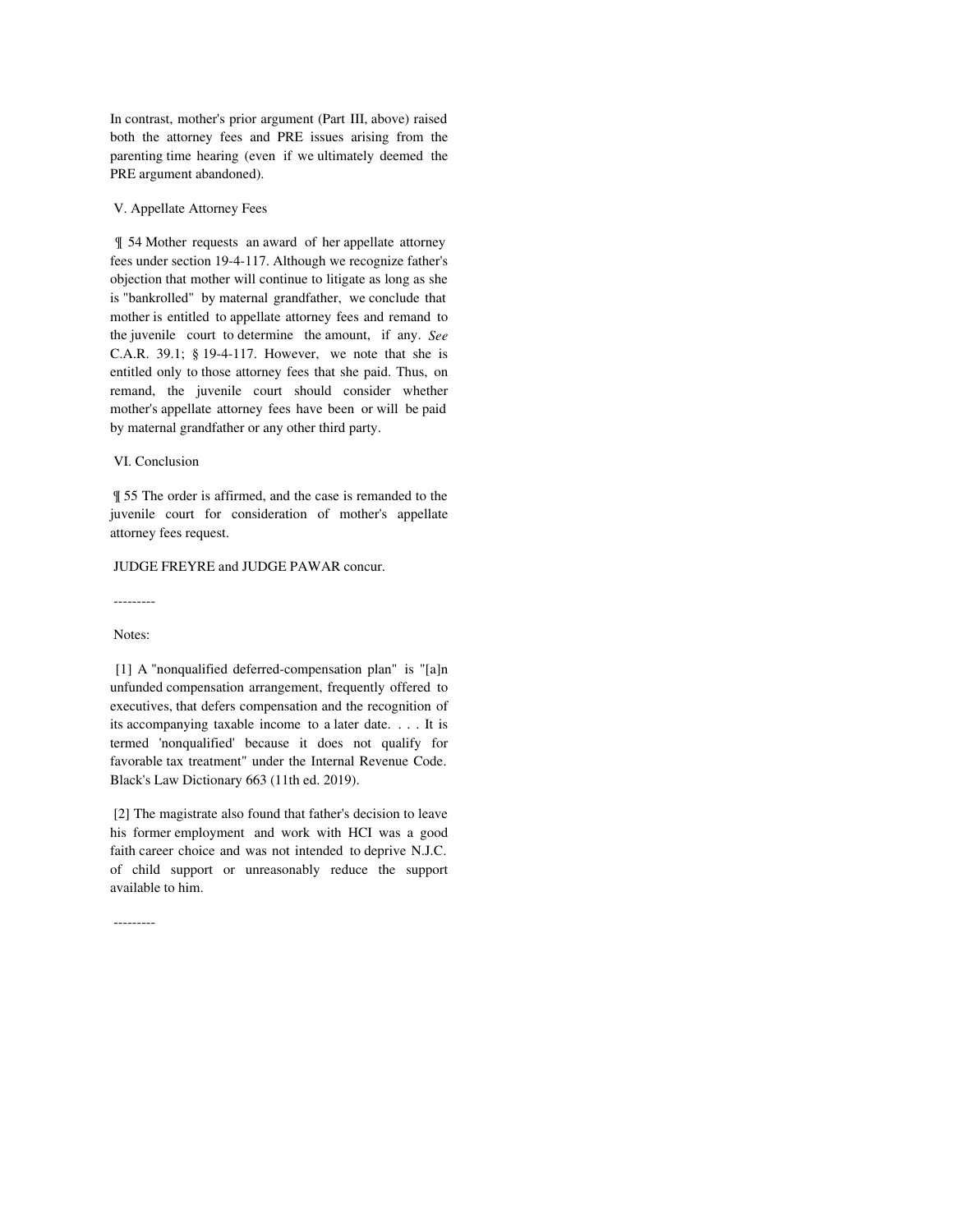In contrast, mother's prior argument (Part III, above) raised both the attorney fees and PRE issues arising from the parenting time hearing (even if we ultimately deemed the PRE argument abandoned).

## V. Appellate Attorney Fees

¶ 54 Mother requests an award of her appellate attorney fees under section 19-4-117. Although we recognize father's objection that mother will continue to litigate as long as she is "bankrolled" by maternal grandfather, we conclude that mother is entitled to appellate attorney fees and remand to the juvenile court to determine the amount, if any. *See* C.A.R. 39.1; § 19-4-117. However, we note that she is entitled only to those attorney fees that she paid. Thus, on remand, the juvenile court should consider whether mother's appellate attorney fees have been or will be paid by maternal grandfather or any other third party.

## VI. Conclusion

¶ 55 The order is affirmed, and the case is remanded to the juvenile court for consideration of mother's appellate attorney fees request.

JUDGE FREYRE and JUDGE PAWAR concur.

---------

Notes:

[1] A "nonqualified deferred-compensation plan" is "[a]n unfunded compensation arrangement, frequently offered to executives, that defers compensation and the recognition of its accompanying taxable income to a later date. . . . It is termed 'nonqualified' because it does not qualify for favorable tax treatment" under the Internal Revenue Code. Black's Law Dictionary 663 (11th ed. 2019).

[2] The magistrate also found that father's decision to leave his former employment and work with HCI was a good faith career choice and was not intended to deprive N.J.C. of child support or unreasonably reduce the support available to him.

---------